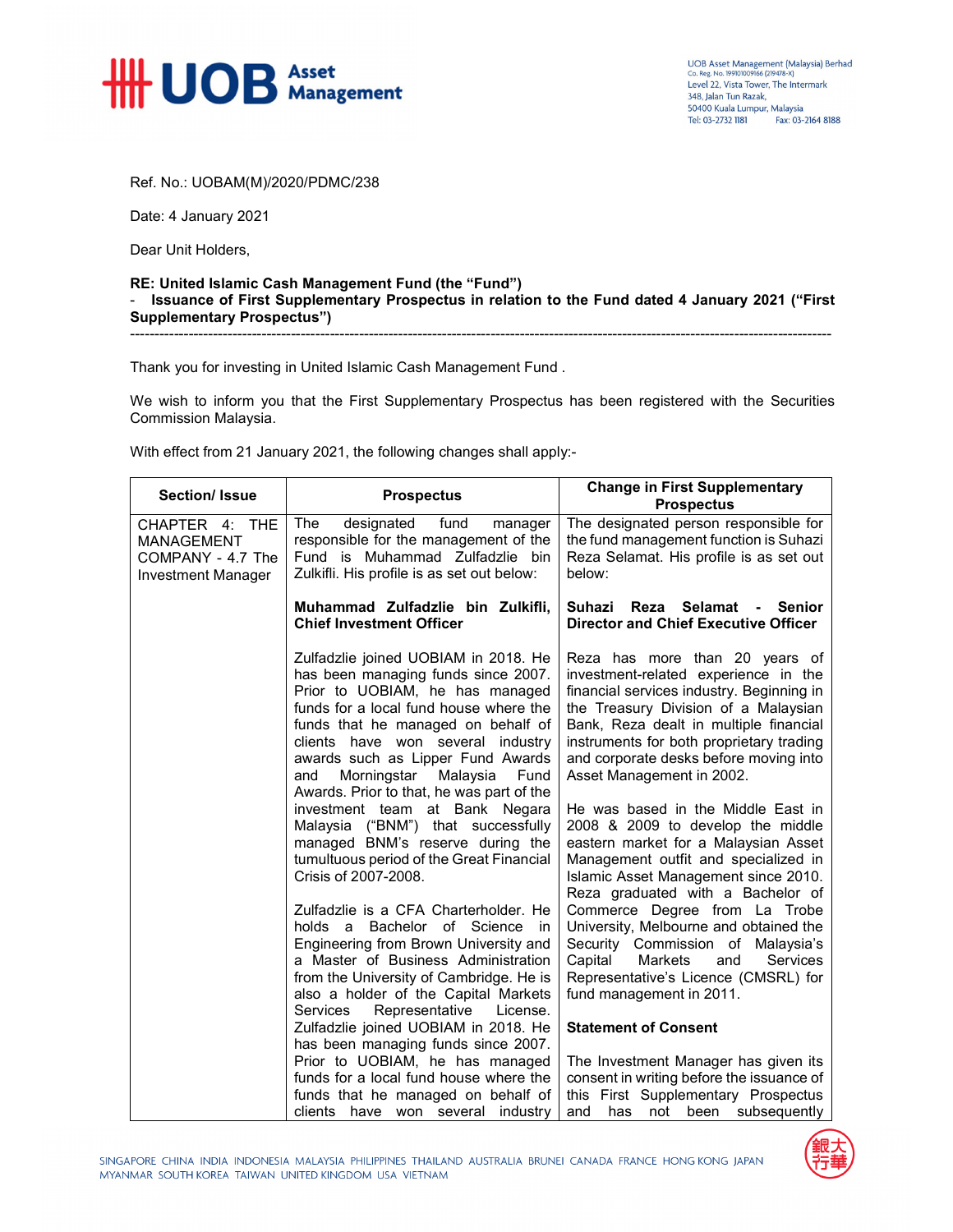UOB Asset Management

UOB Asset Management (Malaysia) Berhad
Co. Reg. No. 199101009166 (219478-X)
Level 22, Vista Tower, The Intermark
348, Jalan Tun Razak,
50400 Kuala Lumpur, Malaysia
Tel: 03-2732 1181 Fax: 03-2164 8188

Ref. No.: UOBAM(M)/2020/PDMC/238

Date: 4 January 2021

Dear Unit Holders,

**RE: United Islamic Cash Management Fund (the "Fund")**
**- Issuance of First Supplementary Prospectus in relation to the Fund dated 4 January 2021 ("First Supplementary Prospectus")**

---

Thank you for investing in United Islamic Cash Management Fund .

We wish to inform you that the First Supplementary Prospectus has been registered with the Securities Commission Malaysia.

With effect from 21 January 2021, the following changes shall apply:-

| Section/ Issue | Prospectus | Change in First Supplementary Prospectus |
|---|---|---|
| CHAPTER 4: THE MANAGEMENT COMPANY - 4.7 The Investment Manager | The designated fund manager responsible for the management of the Fund is Muhammad Zulfadzlie bin Zulkifli. His profile is as set out below:<br><br>**Muhammad Zulfadzlie bin Zulkifli, Chief Investment Officer**<br><br>Zulfadzlie joined UOBIAM in 2018. He has been managing funds since 2007. Prior to UOBIAM, he has managed funds for a local fund house where the funds that he managed on behalf of clients have won several industry awards such as Lipper Fund Awards and Morningstar Malaysia Fund Awards. Prior to that, he was part of the investment team at Bank Negara Malaysia ("BNM") that successfully managed BNM's reserve during the tumultuous period of the Great Financial Crisis of 2007-2008.<br><br>Zulfadzlie is a CFA Charterholder. He holds a Bachelor of Science in Engineering from Brown University and a Master of Business Administration from the University of Cambridge. He is also a holder of the Capital Markets Services Representative License. Zulfadzlie joined UOBIAM in 2018. He has been managing funds since 2007. Prior to UOBIAM, he has managed funds for a local fund house where the funds that he managed on behalf of clients have won several industry | The designated person responsible for the fund management function is Suhazi Reza Selamat. His profile is as set out below:<br><br>**Suhazi Reza Selamat - Senior Director and Chief Executive Officer**<br><br>Reza has more than 20 years of investment-related experience in the financial services industry. Beginning in the Treasury Division of a Malaysian Bank, Reza dealt in multiple financial instruments for both proprietary trading and corporate desks before moving into Asset Management in 2002.<br><br>He was based in the Middle East in 2008 & 2009 to develop the middle eastern market for a Malaysian Asset Management outfit and specialized in Islamic Asset Management since 2010. Reza graduated with a Bachelor of Commerce Degree from La Trobe University, Melbourne and obtained the Security Commission of Malaysia's Capital Markets and Services Representative's Licence (CMSRL) for fund management in 2011.<br><br>**Statement of Consent**<br><br>The Investment Manager has given its consent in writing before the issuance of this First Supplementary Prospectus and has not been subsequently |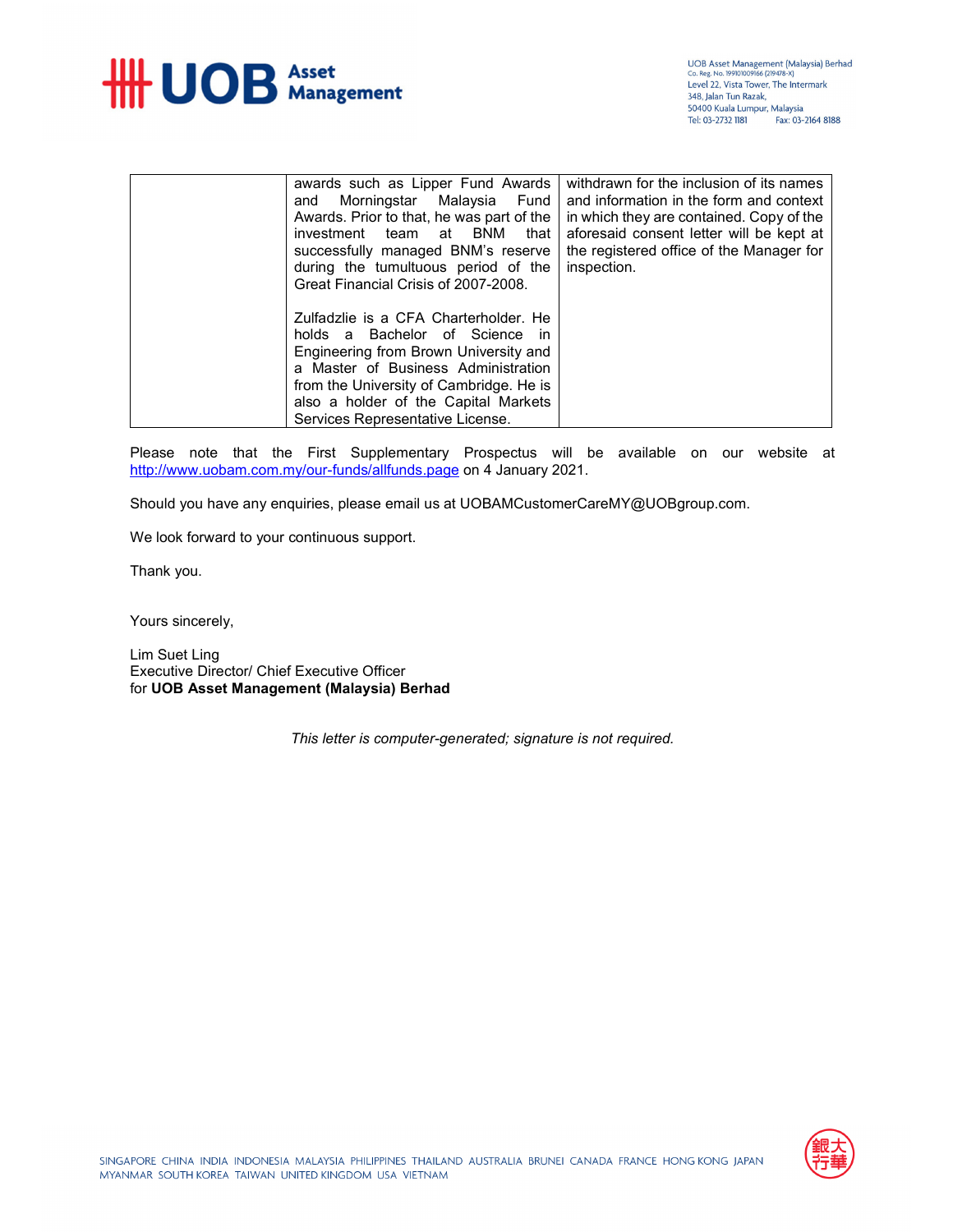| | | |
|---|---|---|
| | awards such as Lipper Fund Awards and Morningstar Malaysia Fund Awards. Prior to that, he was part of the investment team at BNM that successfully managed BNM's reserve during the tumultuous period of the Great Financial Crisis of 2007-2008.<br><br>Zulfadzlie is a CFA Charterholder. He holds a Bachelor of Science in Engineering from Brown University and a Master of Business Administration from the University of Cambridge. He is also a holder of the Capital Markets Services Representative License. | withdrawn for the inclusion of its names and information in the form and context in which they are contained. Copy of the aforesaid consent letter will be kept at the registered office of the Manager for inspection. |

Please note that the First Supplementary Prospectus will be available on our website at http://www.uobam.com.my/our-funds/allfunds.page on 4 January 2021.

Should you have any enquiries, please email us at UOBAMCustomerCareMY@UOBgroup.com.

We look forward to your continuous support.

Thank you.

Yours sincerely,

Lim Suet Ling
Executive Director/ Chief Executive Officer
for **UOB Asset Management (Malaysia) Berhad**

*This letter is computer-generated; signature is not required.*